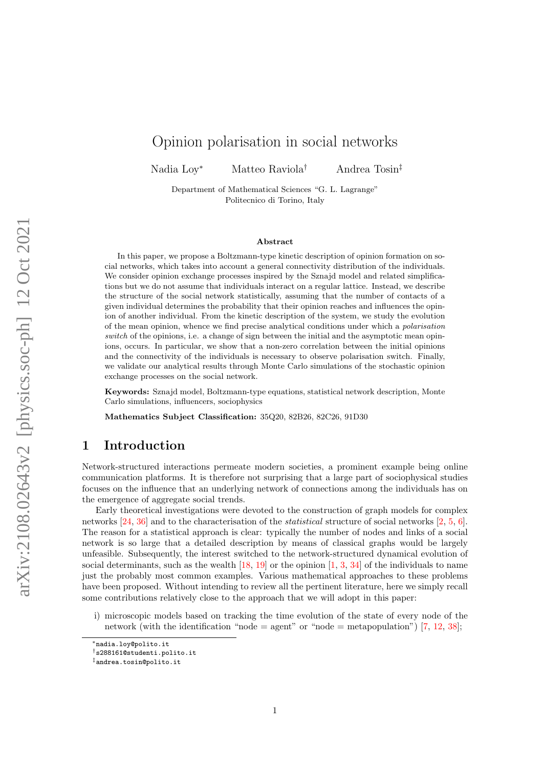# Opinion polarisation in social networks

Nadia Loy[*] Matteo Raviola[†] Andrea Tosin[‡]

Department of Mathematical Sciences "G. L. Lagrange"
Politecnico di Torino, Italy

### Abstract

In this paper, we propose a Boltzmann-type kinetic description of opinion formation on social networks, which takes into account a general connectivity distribution of the individuals. We consider opinion exchange processes inspired by the Sznajd model and related simplifications but we do not assume that individuals interact on a regular lattice. Instead, we describe the structure of the social network statistically, assuming that the number of contacts of a given individual determines the probability that their opinion reaches and influences the opinion of another individual. From the kinetic description of the system, we study the evolution of the mean opinion, whence we find precise analytical conditions under which a *polarisation switch* of the opinions, i.e. a change of sign between the initial and the asymptotic mean opinions, occurs. In particular, we show that a non-zero correlation between the initial opinions and the connectivity of the individuals is necessary to observe polarisation switch. Finally, we validate our analytical results through Monte Carlo simulations of the stochastic opinion exchange processes on the social network.

**Keywords:** Sznajd model, Boltzmann-type equations, statistical network description, Monte Carlo simulations, influencers, sociophysics

**Mathematics Subject Classification:** 35Q20, 82B26, 82C26, 91D30

## 1 Introduction

Network-structured interactions permeate modern societies, a prominent example being online communication platforms. It is therefore not surprising that a large part of sociophysical studies focuses on the influence that an underlying network of connections among the individuals has on the emergence of aggregate social trends.

Early theoretical investigations were devoted to the construction of graph models for complex networks [24, 36] and to the characterisation of the *statistical* structure of social networks [2, 5, 6]. The reason for a statistical approach is clear: typically the number of nodes and links of a social network is so large that a detailed description by means of classical graphs would be largely unfeasible. Subsequently, the interest switched to the network-structured dynamical evolution of social determinants, such as the wealth [18, 19] or the opinion [1, 3, 34] of the individuals to name just the probably most common examples. Various mathematical approaches to these problems have been proposed. Without intending to review all the pertinent literature, here we simply recall some contributions relatively close to the approach that we will adopt in this paper:

i) microscopic models based on tracking the time evolution of the state of every node of the network (with the identification "node = agent" or "node = metapopulation") [7, 12, 38];

[*] nadia.loy@polito.it
[†] s288161@studenti.polito.it
[‡] andrea.tosin@polito.it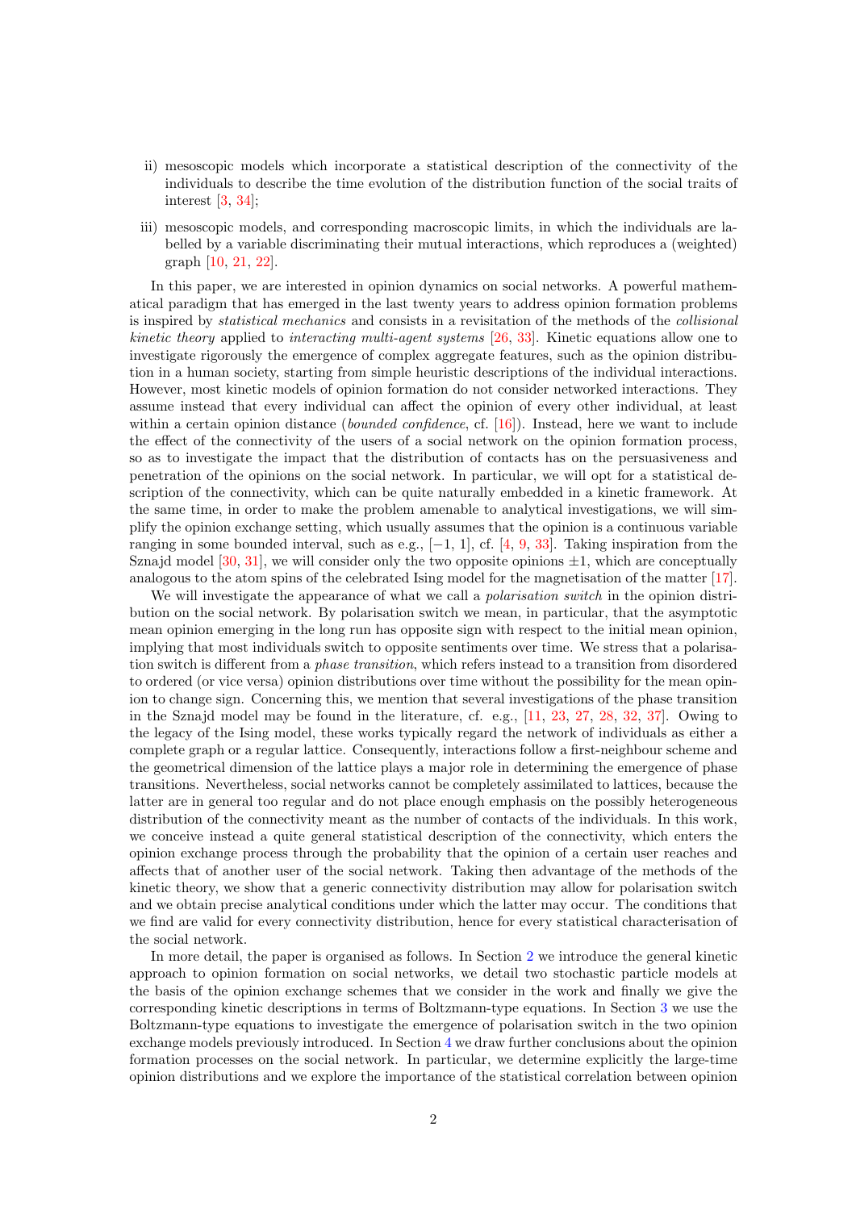ii) mesoscopic models which incorporate a statistical description of the connectivity of the individuals to describe the time evolution of the distribution function of the social traits of interest [3, 34];

iii) mesoscopic models, and corresponding macroscopic limits, in which the individuals are labelled by a variable discriminating their mutual interactions, which reproduces a (weighted) graph [10, 21, 22].

In this paper, we are interested in opinion dynamics on social networks. A powerful mathematical paradigm that has emerged in the last twenty years to address opinion formation problems is inspired by *statistical mechanics* and consists in a revisitation of the methods of the *collisional kinetic theory* applied to *interacting multi-agent systems* [26, 33]. Kinetic equations allow one to investigate rigorously the emergence of complex aggregate features, such as the opinion distribution in a human society, starting from simple heuristic descriptions of the individual interactions. However, most kinetic models of opinion formation do not consider networked interactions. They assume instead that every individual can affect the opinion of every other individual, at least within a certain opinion distance (*bounded confidence*, cf. [16]). Instead, here we want to include the effect of the connectivity of the users of a social network on the opinion formation process, so as to investigate the impact that the distribution of contacts has on the persuasiveness and penetration of the opinions on the social network. In particular, we will opt for a statistical description of the connectivity, which can be quite naturally embedded in a kinetic framework. At the same time, in order to make the problem amenable to analytical investigations, we will simplify the opinion exchange setting, which usually assumes that the opinion is a continuous variable ranging in some bounded interval, such as e.g., $[-1, 1]$, cf. [4, 9, 33]. Taking inspiration from the Sznajd model [30, 31], we will consider only the two opposite opinions $\pm 1$, which are conceptually analogous to the atom spins of the celebrated Ising model for the magnetisation of the matter [17].

We will investigate the appearance of what we call a *polarisation switch* in the opinion distribution on the social network. By polarisation switch we mean, in particular, that the asymptotic mean opinion emerging in the long run has opposite sign with respect to the initial mean opinion, implying that most individuals switch to opposite sentiments over time. We stress that a polarisation switch is different from a *phase transition*, which refers instead to a transition from disordered to ordered (or vice versa) opinion distributions over time without the possibility for the mean opinion to change sign. Concerning this, we mention that several investigations of the phase transition in the Sznajd model may be found in the literature, cf. e.g., [11, 23, 27, 28, 32, 37]. Owing to the legacy of the Ising model, these works typically regard the network of individuals as either a complete graph or a regular lattice. Consequently, interactions follow a first-neighbour scheme and the geometrical dimension of the lattice plays a major role in determining the emergence of phase transitions. Nevertheless, social networks cannot be completely assimilated to lattices, because the latter are in general too regular and do not place enough emphasis on the possibly heterogeneous distribution of the connectivity meant as the number of contacts of the individuals. In this work, we conceive instead a quite general statistical description of the connectivity, which enters the opinion exchange process through the probability that the opinion of a certain user reaches and affects that of another user of the social network. Taking then advantage of the methods of the kinetic theory, we show that a generic connectivity distribution may allow for polarisation switch and we obtain precise analytical conditions under which the latter may occur. The conditions that we find are valid for every connectivity distribution, hence for every statistical characterisation of the social network.

In more detail, the paper is organised as follows. In Section 2 we introduce the general kinetic approach to opinion formation on social networks, we detail two stochastic particle models at the basis of the opinion exchange schemes that we consider in the work and finally we give the corresponding kinetic descriptions in terms of Boltzmann-type equations. In Section 3 we use the Boltzmann-type equations to investigate the emergence of polarisation switch in the two opinion exchange models previously introduced. In Section 4 we draw further conclusions about the opinion formation processes on the social network. In particular, we determine explicitly the large-time opinion distributions and we explore the importance of the statistical correlation between opinion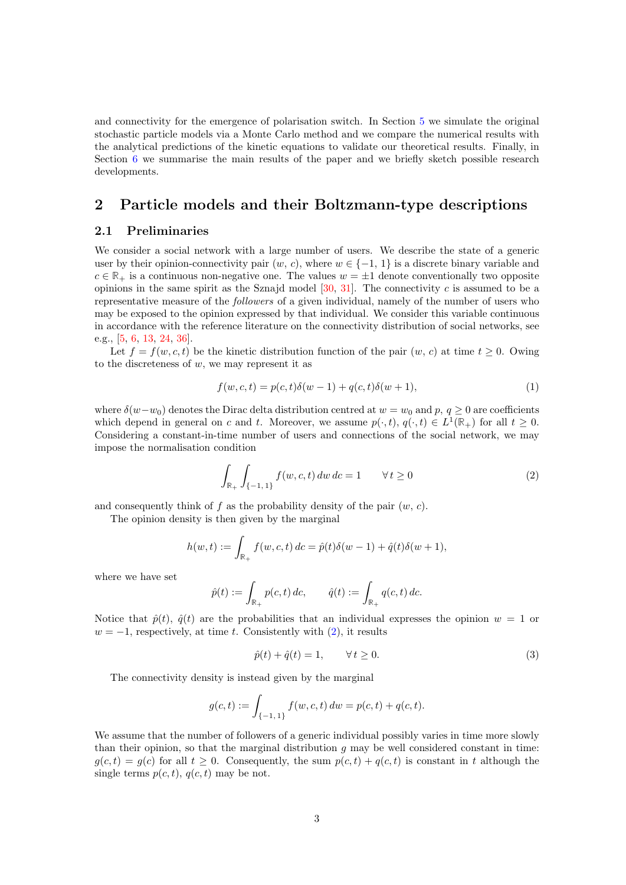and connectivity for the emergence of polarisation switch. In Section 5 we simulate the original stochastic particle models via a Monte Carlo method and we compare the numerical results with the analytical predictions of the kinetic equations to validate our theoretical results. Finally, in Section 6 we summarise the main results of the paper and we briefly sketch possible research developments.

## 2 Particle models and their Boltzmann-type descriptions

### 2.1 Preliminaries

We consider a social network with a large number of users. We describe the state of a generic user by their opinion-connectivity pair $(w,\, c)$, where $w \in \{-1,\, 1\}$ is a discrete binary variable and $c \in \mathbb{R}_+$ is a continuous non-negative one. The values $w = \pm 1$ denote conventionally two opposite opinions in the same spirit as the Sznajd model [30, 31]. The connectivity $c$ is assumed to be a representative measure of the *followers* of a given individual, namely of the number of users who may be exposed to the opinion expressed by that individual. We consider this variable continuous in accordance with the reference literature on the connectivity distribution of social networks, see e.g., [5, 6, 13, 24, 36].

Let $f = f(w, c, t)$ be the kinetic distribution function of the pair $(w,\, c)$ at time $t \geq 0$. Owing to the discreteness of $w$, we may represent it as

$$f(w, c, t) = p(c, t)\delta(w - 1) + q(c, t)\delta(w + 1), \tag{1}$$

where $\delta(w - w_0)$ denotes the Dirac delta distribution centred at $w = w_0$ and $p,\, q \geq 0$ are coefficients which depend in general on $c$ and $t$. Moreover, we assume $p(\cdot, t),\, q(\cdot, t) \in L^1(\mathbb{R}_+)$ for all $t \geq 0$. Considering a constant-in-time number of users and connections of the social network, we may impose the normalisation condition

$$\int_{\mathbb{R}_+} \int_{\{-1,\,1\}} f(w, c, t)\, dw\, dc = 1 \qquad \forall\, t \geq 0 \tag{2}$$

and consequently think of $f$ as the probability density of the pair $(w,\, c)$.

The opinion density is then given by the marginal

$$h(w, t) := \int_{\mathbb{R}_+} f(w, c, t)\, dc = \hat{p}(t)\delta(w - 1) + \hat{q}(t)\delta(w + 1),$$

where we have set

$$\hat{p}(t) := \int_{\mathbb{R}_+} p(c, t)\, dc, \qquad \hat{q}(t) := \int_{\mathbb{R}_+} q(c, t)\, dc.$$

Notice that $\hat{p}(t)$, $\hat{q}(t)$ are the probabilities that an individual expresses the opinion $w = 1$ or $w = -1$, respectively, at time $t$. Consistently with (2), it results

$$\hat{p}(t) + \hat{q}(t) = 1, \qquad \forall\, t \geq 0. \tag{3}$$

The connectivity density is instead given by the marginal

$$g(c, t) := \int_{\{-1,\,1\}} f(w, c, t)\, dw = p(c, t) + q(c, t).$$

We assume that the number of followers of a generic individual possibly varies in time more slowly than their opinion, so that the marginal distribution $g$ may be well considered constant in time: $g(c, t) = g(c)$ for all $t \geq 0$. Consequently, the sum $p(c, t) + q(c, t)$ is constant in $t$ although the single terms $p(c, t)$, $q(c, t)$ may be not.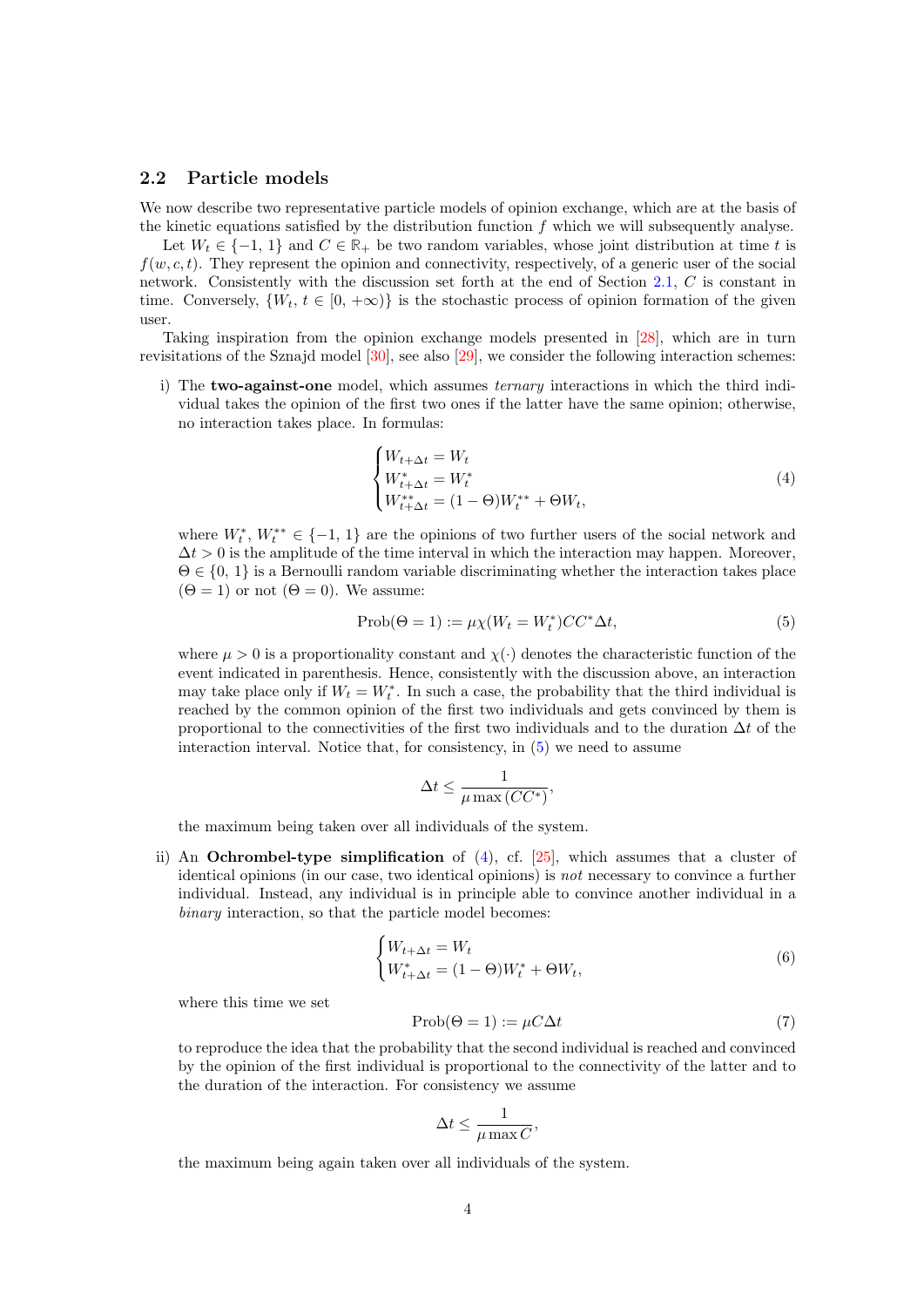## 2.2 Particle models

We now describe two representative particle models of opinion exchange, which are at the basis of the kinetic equations satisfied by the distribution function $f$ which we will subsequently analyse.

Let $W_t \in \{-1, 1\}$ and $C \in \mathbb{R}_+$ be two random variables, whose joint distribution at time $t$ is $f(w, c, t)$. They represent the opinion and connectivity, respectively, of a generic user of the social network. Consistently with the discussion set forth at the end of Section 2.1, $C$ is constant in time. Conversely, $\{W_t,\, t \in [0, +\infty)\}$ is the stochastic process of opinion formation of the given user.

Taking inspiration from the opinion exchange models presented in [28], which are in turn revisitations of the Sznajd model [30], see also [29], we consider the following interaction schemes:

i) The **two-against-one** model, which assumes *ternary* interactions in which the third individual takes the opinion of the first two ones if the latter have the same opinion; otherwise, no interaction takes place. In formulas:

$$\begin{cases} W_{t+\Delta t} = W_t \\ W^*_{t+\Delta t} = W^*_t \\ W^{**}_{t+\Delta t} = (1-\Theta)W^{**}_t + \Theta W_t, \end{cases} \tag{4}$$

where $W^*_t,\, W^{**}_t \in \{-1, 1\}$ are the opinions of two further users of the social network and $\Delta t > 0$ is the amplitude of the time interval in which the interaction may happen. Moreover, $\Theta \in \{0, 1\}$ is a Bernoulli random variable discriminating whether the interaction takes place ($\Theta = 1$) or not ($\Theta = 0$). We assume:

$$\mathrm{Prob}(\Theta = 1) := \mu\chi(W_t = W^*_t)CC^*\Delta t, \tag{5}$$

where $\mu > 0$ is a proportionality constant and $\chi(\cdot)$ denotes the characteristic function of the event indicated in parenthesis. Hence, consistently with the discussion above, an interaction may take place only if $W_t = W^*_t$. In such a case, the probability that the third individual is reached by the common opinion of the first two individuals and gets convinced by them is proportional to the connectivities of the first two individuals and to the duration $\Delta t$ of the interaction interval. Notice that, for consistency, in (5) we need to assume

$$\Delta t \leq \frac{1}{\mu \max{(CC^*)}},$$

the maximum being taken over all individuals of the system.

ii) An **Ochrombel-type simplification** of (4), cf. [25], which assumes that a cluster of identical opinions (in our case, two identical opinions) is *not* necessary to convince a further individual. Instead, any individual is in principle able to convince another individual in a *binary* interaction, so that the particle model becomes:

$$\begin{cases} W_{t+\Delta t} = W_t \\ W^*_{t+\Delta t} = (1-\Theta)W^*_t + \Theta W_t, \end{cases} \tag{6}$$

where this time we set

$$\mathrm{Prob}(\Theta = 1) := \mu C\Delta t \tag{7}$$

to reproduce the idea that the probability that the second individual is reached and convinced by the opinion of the first individual is proportional to the connectivity of the latter and to the duration of the interaction. For consistency we assume

$$\Delta t \leq \frac{1}{\mu \max C},$$

the maximum being again taken over all individuals of the system.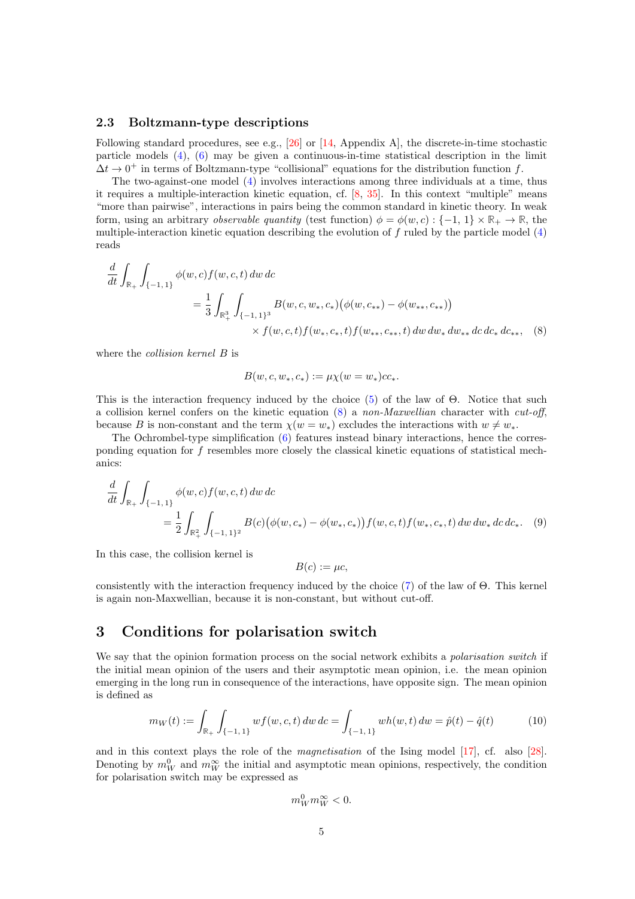### 2.3 Boltzmann-type descriptions

Following standard procedures, see e.g., [26] or [14, Appendix A], the discrete-in-time stochastic particle models (4), (6) may be given a continuous-in-time statistical description in the limit $\Delta t \to 0^+$ in terms of Boltzmann-type "collisional" equations for the distribution function $f$.

The two-against-one model (4) involves interactions among three individuals at a time, thus it requires a multiple-interaction kinetic equation, cf. [8, 35]. In this context "multiple" means "more than pairwise", interactions in pairs being the common standard in kinetic theory. In weak form, using an arbitrary *observable quantity* (test function) $\phi = \phi(w, c) : \{-1, 1\} \times \mathbb{R}_+ \to \mathbb{R}$, the multiple-interaction kinetic equation describing the evolution of $f$ ruled by the particle model (4) reads

$$
\begin{aligned}
\frac{d}{dt} \int_{\mathbb{R}_+} \int_{\{-1,1\}} \phi(w,c) f(w,c,t)\, dw\, dc
&= \frac{1}{3} \int_{\mathbb{R}_+^3} \int_{\{-1,1\}^3} B(w,c,w_*,c_*)\big(\phi(w,c_{**}) - \phi(w_{**},c_{**})\big) \\
&\qquad \times f(w,c,t) f(w_*,c_*,t) f(w_{**},c_{**},t)\, dw\, dw_*\, dw_{**}\, dc\, dc_*\, dc_{**},
\end{aligned}
\tag{8}
$$

where the *collision kernel* $B$ is

$$
B(w, c, w_*, c_*) := \mu \chi(w = w_*) c c_*.
$$

This is the interaction frequency induced by the choice (5) of the law of $\Theta$. Notice that such a collision kernel confers on the kinetic equation (8) a *non-Maxwellian* character with *cut-off*, because $B$ is non-constant and the term $\chi(w = w_*)$ excludes the interactions with $w \neq w_*$.

The Ochrombel-type simplification (6) features instead binary interactions, hence the corresponding equation for $f$ resembles more closely the classical kinetic equations of statistical mechanics:

$$
\begin{aligned}
\frac{d}{dt} \int_{\mathbb{R}_+} \int_{\{-1,1\}} \phi(w,c) f(w,c,t)\, dw\, dc
&= \frac{1}{2} \int_{\mathbb{R}_+^2} \int_{\{-1,1\}^2} B(c)\big(\phi(w,c_*) - \phi(w_*,c_*)\big) f(w,c,t) f(w_*,c_*,t)\, dw\, dw_*\, dc\, dc_*.
\end{aligned}
\tag{9}
$$

In this case, the collision kernel is

$$
B(c) := \mu c,
$$

consistently with the interaction frequency induced by the choice (7) of the law of $\Theta$. This kernel is again non-Maxwellian, because it is non-constant, but without cut-off.

## 3 Conditions for polarisation switch

We say that the opinion formation process on the social network exhibits a *polarisation switch* if the initial mean opinion of the users and their asymptotic mean opinion, i.e. the mean opinion emerging in the long run in consequence of the interactions, have opposite sign. The mean opinion is defined as

$$
m_W(t) := \int_{\mathbb{R}_+} \int_{\{-1,1\}} w f(w,c,t)\, dw\, dc = \int_{\{-1,1\}} w h(w,t)\, dw = \hat{p}(t) - \hat{q}(t)
\tag{10}
$$

and in this context plays the role of the *magnetisation* of the Ising model [17], cf. also [28]. Denoting by $m_W^0$ and $m_W^\infty$ the initial and asymptotic mean opinions, respectively, the condition for polarisation switch may be expressed as

$$
m_W^0 m_W^\infty < 0.
$$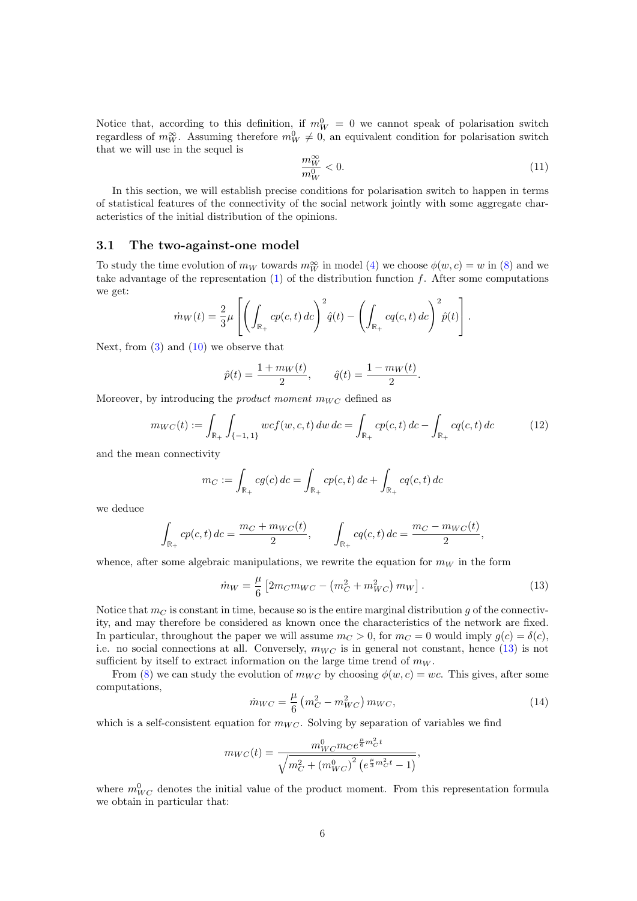Notice that, according to this definition, if $m_W^0 = 0$ we cannot speak of polarisation switch regardless of $m_W^\infty$. Assuming therefore $m_W^0 \neq 0$, an equivalent condition for polarisation switch that we will use in the sequel is

$$\frac{m_W^\infty}{m_W^0} < 0. \tag{11}$$

In this section, we will establish precise conditions for polarisation switch to happen in terms of statistical features of the connectivity of the social network jointly with some aggregate characteristics of the initial distribution of the opinions.

## 3.1 The two-against-one model

To study the time evolution of $m_W$ towards $m_W^\infty$ in model (4) we choose $\phi(w,c) = w$ in (8) and we take advantage of the representation (1) of the distribution function $f$. After some computations we get:

$$\dot{m}_W(t) = \frac{2}{3}\mu\left[\left(\int_{\mathbb{R}_+} cp(c,t)\,dc\right)^2 \hat{q}(t) - \left(\int_{\mathbb{R}_+} cq(c,t)\,dc\right)^2 \hat{p}(t)\right].$$

Next, from (3) and (10) we observe that

$$\hat{p}(t) = \frac{1+m_W(t)}{2}, \qquad \hat{q}(t) = \frac{1-m_W(t)}{2}.$$

Moreover, by introducing the *product moment* $m_{WC}$ defined as

$$m_{WC}(t) := \int_{\mathbb{R}_+}\int_{\{-1,\,1\}} wcf(w,c,t)\,dw\,dc = \int_{\mathbb{R}_+} cp(c,t)\,dc - \int_{\mathbb{R}_+} cq(c,t)\,dc \tag{12}$$

and the mean connectivity

$$m_C := \int_{\mathbb{R}_+} cg(c)\,dc = \int_{\mathbb{R}_+} cp(c,t)\,dc + \int_{\mathbb{R}_+} cq(c,t)\,dc$$

we deduce

$$\int_{\mathbb{R}_+} cp(c,t)\,dc = \frac{m_C + m_{WC}(t)}{2}, \qquad \int_{\mathbb{R}_+} cq(c,t)\,dc = \frac{m_C - m_{WC}(t)}{2},$$

whence, after some algebraic manipulations, we rewrite the equation for $m_W$ in the form

$$\dot{m}_W = \frac{\mu}{6}\left[2m_C m_{WC} - \left(m_C^2 + m_{WC}^2\right)m_W\right]. \tag{13}$$

Notice that $m_C$ is constant in time, because so is the entire marginal distribution $g$ of the connectivity, and may therefore be considered as known once the characteristics of the network are fixed. In particular, throughout the paper we will assume $m_C > 0$, for $m_C = 0$ would imply $g(c) = \delta(c)$, i.e. no social connections at all. Conversely, $m_{WC}$ is in general not constant, hence (13) is not sufficient by itself to extract information on the large time trend of $m_W$.

From (8) we can study the evolution of $m_{WC}$ by choosing $\phi(w,c) = wc$. This gives, after some computations,

$$\dot{m}_{WC} = \frac{\mu}{6}\left(m_C^2 - m_{WC}^2\right)m_{WC}, \tag{14}$$

which is a self-consistent equation for $m_{WC}$. Solving by separation of variables we find

$$m_{WC}(t) = \frac{m_{WC}^0 m_C e^{\frac{\mu}{6}m_C^2 t}}{\sqrt{m_C^2 + \left(m_{WC}^0\right)^2\left(e^{\frac{\mu}{3}m_C^2 t} - 1\right)}},$$

where $m_{WC}^0$ denotes the initial value of the product moment. From this representation formula we obtain in particular that: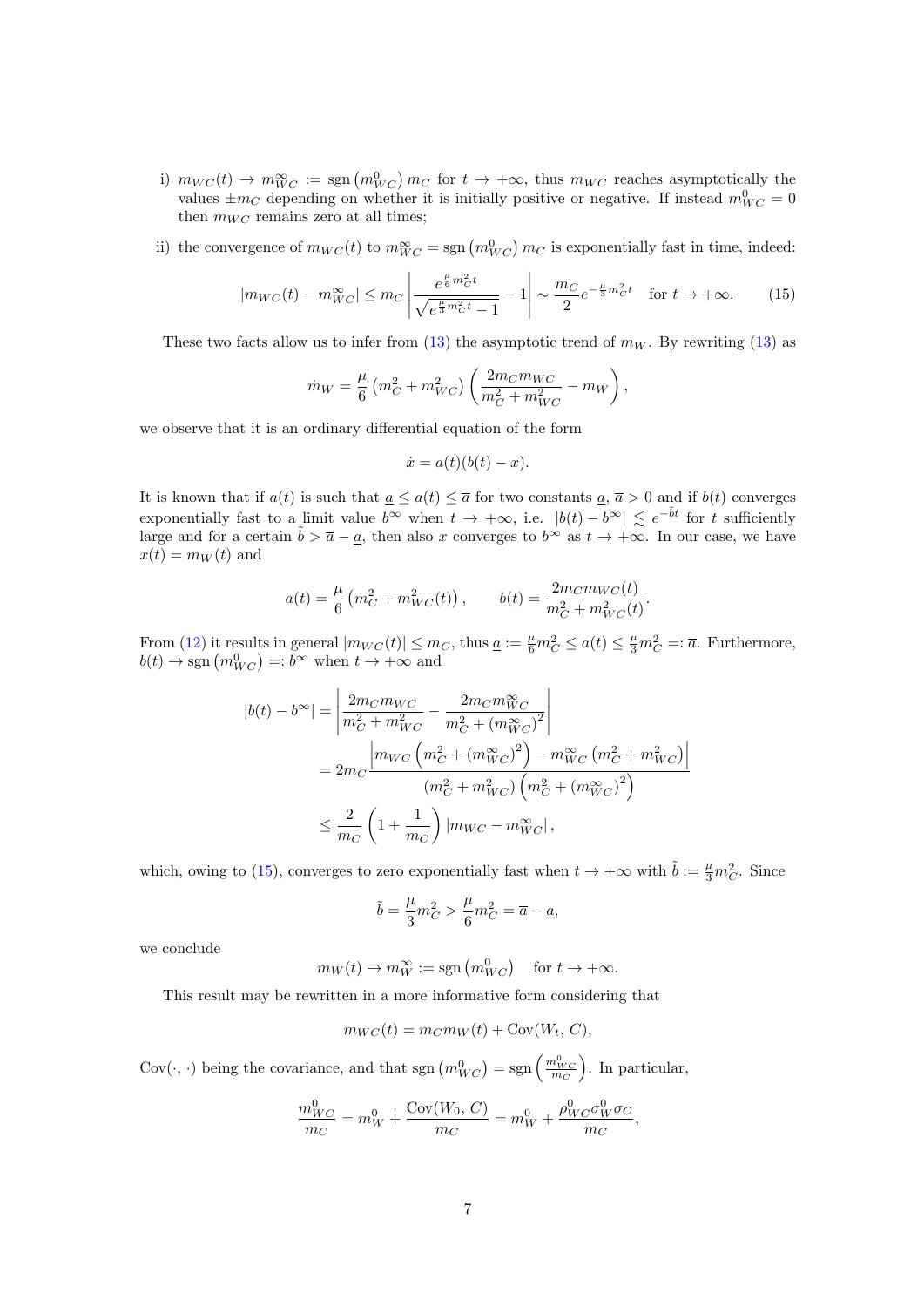i) $m_{WC}(t) \to m_{WC}^{\infty} := \operatorname{sgn}\left(m_{WC}^0\right) m_C$ for $t \to +\infty$, thus $m_{WC}$ reaches asymptotically the values $\pm m_C$ depending on whether it is initially positive or negative. If instead $m_{WC}^0 = 0$ then $m_{WC}$ remains zero at all times;

ii) the convergence of $m_{WC}(t)$ to $m_{WC}^{\infty} = \operatorname{sgn}\left(m_{WC}^0\right) m_C$ is exponentially fast in time, indeed:

$$|m_{WC}(t) - m_{WC}^{\infty}| \leq m_C \left| \frac{e^{\frac{\mu}{6} m_C^2 t}}{\sqrt{e^{\frac{\mu}{3} m_C^2 t} - 1}} - 1 \right| \sim \frac{m_C}{2} e^{-\frac{\mu}{3} m_C^2 t} \quad \text{for } t \to +\infty. \tag{15}$$

These two facts allow us to infer from (13) the asymptotic trend of $m_W$. By rewriting (13) as

$$\dot{m}_W = \frac{\mu}{6} \left(m_C^2 + m_{WC}^2\right) \left( \frac{2 m_C m_{WC}}{m_C^2 + m_{WC}^2} - m_W \right),$$

we observe that it is an ordinary differential equation of the form

$$\dot{x} = a(t)(b(t) - x).$$

It is known that if $a(t)$ is such that $\underline{a} \leq a(t) \leq \overline{a}$ for two constants $\underline{a}, \overline{a} > 0$ and if $b(t)$ converges exponentially fast to a limit value $b^{\infty}$ when $t \to +\infty$, i.e. $|b(t) - b^{\infty}| \lesssim e^{-\tilde{b}t}$ for $t$ sufficiently large and for a certain $\tilde{b} > \overline{a} - \underline{a}$, then also $x$ converges to $b^{\infty}$ as $t \to +\infty$. In our case, we have $x(t) = m_W(t)$ and

$$a(t) = \frac{\mu}{6} \left(m_C^2 + m_{WC}^2(t)\right), \qquad b(t) = \frac{2 m_C m_{WC}(t)}{m_C^2 + m_{WC}^2(t)}.$$

From (12) it results in general $|m_{WC}(t)| \leq m_C$, thus $\underline{a} := \frac{\mu}{6} m_C^2 \leq a(t) \leq \frac{\mu}{3} m_C^2 =: \overline{a}$. Furthermore, $b(t) \to \operatorname{sgn}\left(m_{WC}^0\right) =: b^{\infty}$ when $t \to +\infty$ and

$$\begin{aligned}
|b(t) - b^{\infty}| &= \left| \frac{2 m_C m_{WC}}{m_C^2 + m_{WC}^2} - \frac{2 m_C m_{WC}^{\infty}}{m_C^2 + \left(m_{WC}^{\infty}\right)^2} \right| \\
&= 2 m_C \frac{\left| m_{WC} \left(m_C^2 + \left(m_{WC}^{\infty}\right)^2\right) - m_{WC}^{\infty} \left(m_C^2 + m_{WC}^2\right) \right|}{\left(m_C^2 + m_{WC}^2\right) \left(m_C^2 + \left(m_{WC}^{\infty}\right)^2\right)} \\
&\leq \frac{2}{m_C} \left(1 + \frac{1}{m_C}\right) |m_{WC} - m_{WC}^{\infty}|,
\end{aligned}$$

which, owing to (15), converges to zero exponentially fast when $t \to +\infty$ with $\tilde{b} := \frac{\mu}{3} m_C^2$. Since

$$\tilde{b} = \frac{\mu}{3} m_C^2 > \frac{\mu}{6} m_C^2 = \overline{a} - \underline{a},$$

we conclude

$$m_W(t) \to m_W^{\infty} := \operatorname{sgn}\left(m_{WC}^0\right) \quad \text{for } t \to +\infty.$$

This result may be rewritten in a more informative form considering that

$$m_{WC}(t) = m_C m_W(t) + \operatorname{Cov}(W_t, C),$$

$\operatorname{Cov}(\cdot, \cdot)$ being the covariance, and that $\operatorname{sgn}\left(m_{WC}^0\right) = \operatorname{sgn}\left(\frac{m_{WC}^0}{m_C}\right)$. In particular,

$$\frac{m_{WC}^0}{m_C} = m_W^0 + \frac{\operatorname{Cov}(W_0, C)}{m_C} = m_W^0 + \frac{\rho_{WC}^0 \sigma_W^0 \sigma_C}{m_C},$$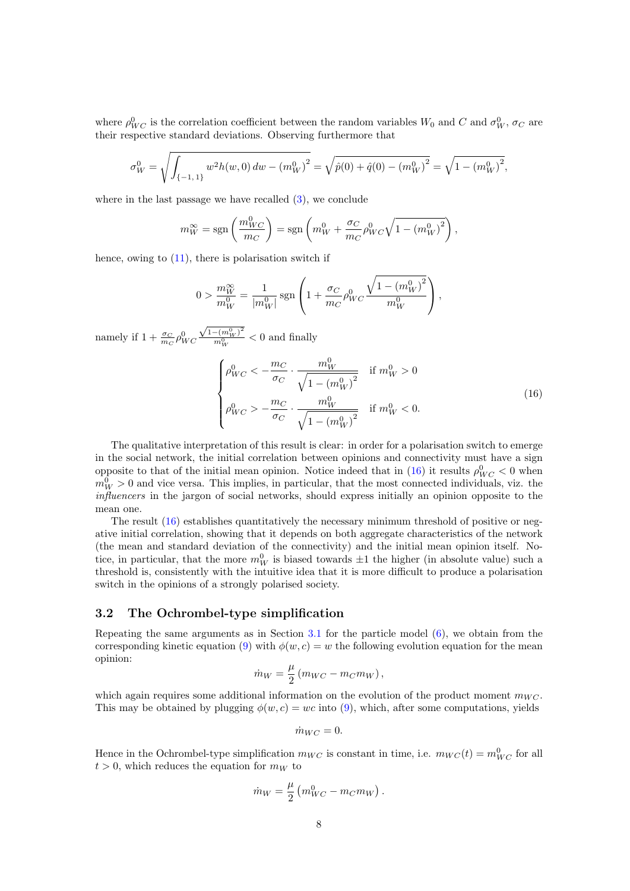where $\rho^0_{WC}$ is the correlation coefficient between the random variables $W_0$ and $C$ and $\sigma^0_W$, $\sigma_C$ are their respective standard deviations. Observing furthermore that

$$\sigma^0_W = \sqrt{\int_{\{-1,\,1\}} w^2 h(w,0)\,dw - \left(m^0_W\right)^2} = \sqrt{\hat{p}(0) + \hat{q}(0) - \left(m^0_W\right)^2} = \sqrt{1 - \left(m^0_W\right)^2},$$

where in the last passage we have recalled (3), we conclude

$$m^\infty_W = \operatorname{sgn}\left(\frac{m^0_{WC}}{m_C}\right) = \operatorname{sgn}\left(m^0_W + \frac{\sigma_C}{m_C}\rho^0_{WC}\sqrt{1 - \left(m^0_W\right)^2}\right),$$

hence, owing to (11), there is polarisation switch if

$$0 > \frac{m^\infty_W}{m^0_W} = \frac{1}{|m^0_W|}\operatorname{sgn}\left(1 + \frac{\sigma_C}{m_C}\rho^0_{WC}\frac{\sqrt{1 - \left(m^0_W\right)^2}}{m^0_W}\right),$$

namely if $1 + \frac{\sigma_C}{m_C}\rho^0_{WC}\frac{\sqrt{1-\left(m^0_W\right)^2}}{m^0_W} < 0$ and finally

$$\begin{cases} \rho^0_{WC} < -\dfrac{m_C}{\sigma_C} \cdot \dfrac{m^0_W}{\sqrt{1 - \left(m^0_W\right)^2}} & \text{if } m^0_W > 0 \\[2ex] \rho^0_{WC} > -\dfrac{m_C}{\sigma_C} \cdot \dfrac{m^0_W}{\sqrt{1 - \left(m^0_W\right)^2}} & \text{if } m^0_W < 0. \end{cases} \tag{16}$$

The qualitative interpretation of this result is clear: in order for a polarisation switch to emerge in the social network, the initial correlation between opinions and connectivity must have a sign opposite to that of the initial mean opinion. Notice indeed that in (16) it results $\rho^0_{WC} < 0$ when $m^0_W > 0$ and vice versa. This implies, in particular, that the most connected individuals, viz. the *influencers* in the jargon of social networks, should express initially an opinion opposite to the mean one.

The result (16) establishes quantitatively the necessary minimum threshold of positive or negative initial correlation, showing that it depends on both aggregate characteristics of the network (the mean and standard deviation of the connectivity) and the initial mean opinion itself. Notice, in particular, that the more $m^0_W$ is biased towards $\pm 1$ the higher (in absolute value) such a threshold is, consistently with the intuitive idea that it is more difficult to produce a polarisation switch in the opinions of a strongly polarised society.

### 3.2 The Ochrombel-type simplification

Repeating the same arguments as in Section 3.1 for the particle model (6), we obtain from the corresponding kinetic equation (9) with $\phi(w,c) = w$ the following evolution equation for the mean opinion:

$$\dot{m}_W = \frac{\mu}{2}\left(m_{WC} - m_C m_W\right),$$

which again requires some additional information on the evolution of the product moment $m_{WC}$. This may be obtained by plugging $\phi(w,c) = wc$ into (9), which, after some computations, yields

$$\dot{m}_{WC} = 0.$$

Hence in the Ochrombel-type simplification $m_{WC}$ is constant in time, i.e. $m_{WC}(t) = m^0_{WC}$ for all $t > 0$, which reduces the equation for $m_W$ to

$$\dot{m}_W = \frac{\mu}{2}\left(m^0_{WC} - m_C m_W\right).$$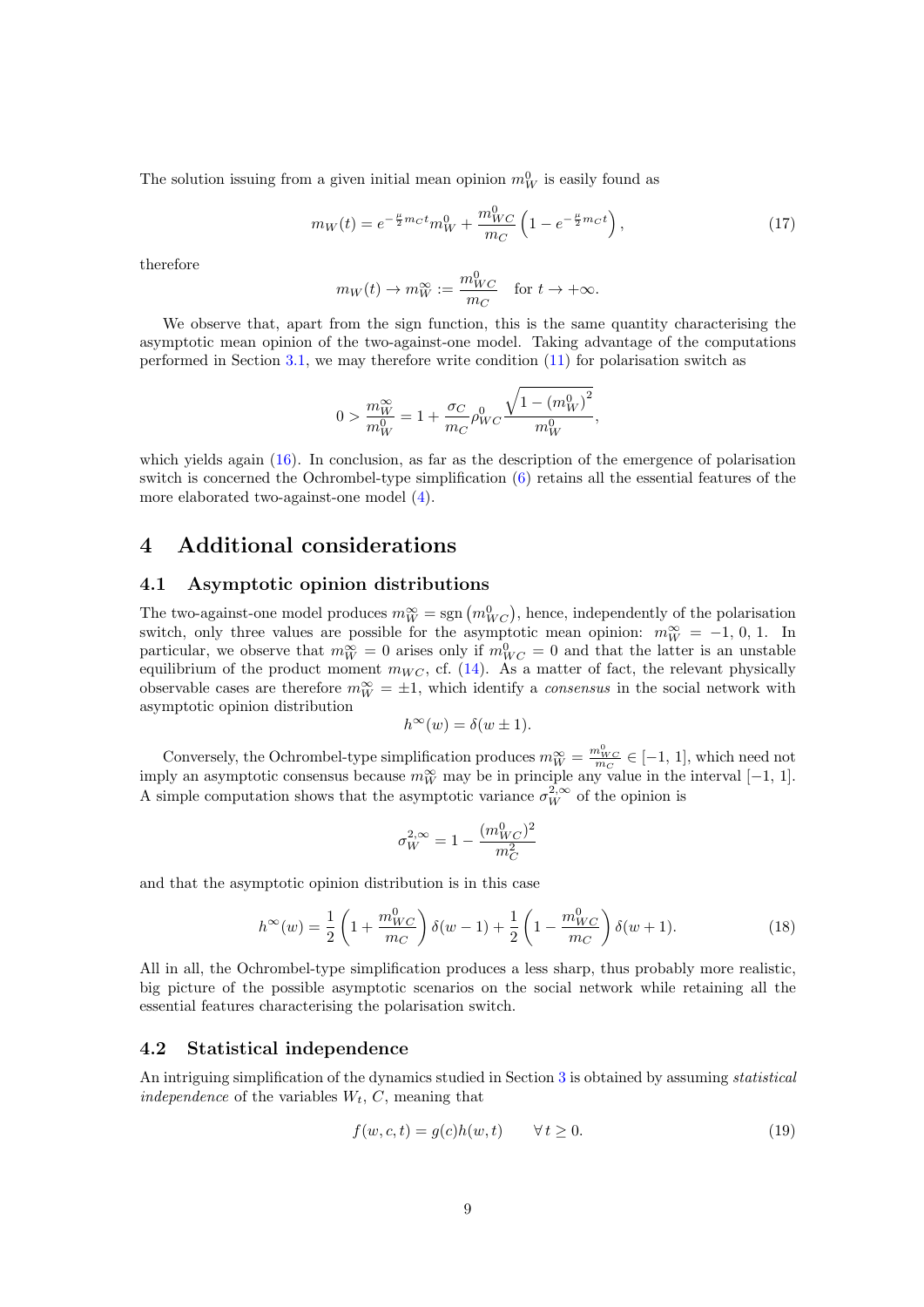The solution issuing from a given initial mean opinion $m_W^0$ is easily found as

$$m_W(t) = e^{-\frac{\mu}{2}m_C t}m_W^0 + \frac{m_{WC}^0}{m_C}\left(1 - e^{-\frac{\mu}{2}m_C t}\right), \tag{17}$$

therefore

$$m_W(t) \to m_W^\infty := \frac{m_{WC}^0}{m_C} \quad \text{for } t \to +\infty.$$

We observe that, apart from the sign function, this is the same quantity characterising the asymptotic mean opinion of the two-against-one model. Taking advantage of the computations performed in Section 3.1, we may therefore write condition (11) for polarisation switch as

$$0 > \frac{m_W^\infty}{m_W^0} = 1 + \frac{\sigma_C}{m_C}\rho_{WC}^0 \frac{\sqrt{1 - \left(m_W^0\right)^2}}{m_W^0},$$

which yields again (16). In conclusion, as far as the description of the emergence of polarisation switch is concerned the Ochrombel-type simplification (6) retains all the essential features of the more elaborated two-against-one model (4).

# 4 Additional considerations

## 4.1 Asymptotic opinion distributions

The two-against-one model produces $m_W^\infty = \operatorname{sgn}\left(m_{WC}^0\right)$, hence, independently of the polarisation switch, only three values are possible for the asymptotic mean opinion: $m_W^\infty = -1, 0, 1$. In particular, we observe that $m_W^\infty = 0$ arises only if $m_{WC}^0 = 0$ and that the latter is an unstable equilibrium of the product moment $m_{WC}$, cf. (14). As a matter of fact, the relevant physically observable cases are therefore $m_W^\infty = \pm 1$, which identify a *consensus* in the social network with asymptotic opinion distribution

$$h^\infty(w) = \delta(w \pm 1).$$

Conversely, the Ochrombel-type simplification produces $m_W^\infty = \frac{m_{WC}^0}{m_C} \in [-1, 1]$, which need not imply an asymptotic consensus because $m_W^\infty$ may be in principle any value in the interval $[-1, 1]$. A simple computation shows that the asymptotic variance $\sigma_W^{2,\infty}$ of the opinion is

$$\sigma_W^{2,\infty} = 1 - \frac{(m_{WC}^0)^2}{m_C^2}$$

and that the asymptotic opinion distribution is in this case

$$h^\infty(w) = \frac{1}{2}\left(1 + \frac{m_{WC}^0}{m_C}\right)\delta(w - 1) + \frac{1}{2}\left(1 - \frac{m_{WC}^0}{m_C}\right)\delta(w + 1). \tag{18}$$

All in all, the Ochrombel-type simplification produces a less sharp, thus probably more realistic, big picture of the possible asymptotic scenarios on the social network while retaining all the essential features characterising the polarisation switch.

## 4.2 Statistical independence

An intriguing simplification of the dynamics studied in Section 3 is obtained by assuming *statistical independence* of the variables $W_t$, $C$, meaning that

$$f(w, c, t) = g(c)h(w, t) \qquad \forall\, t \geq 0. \tag{19}$$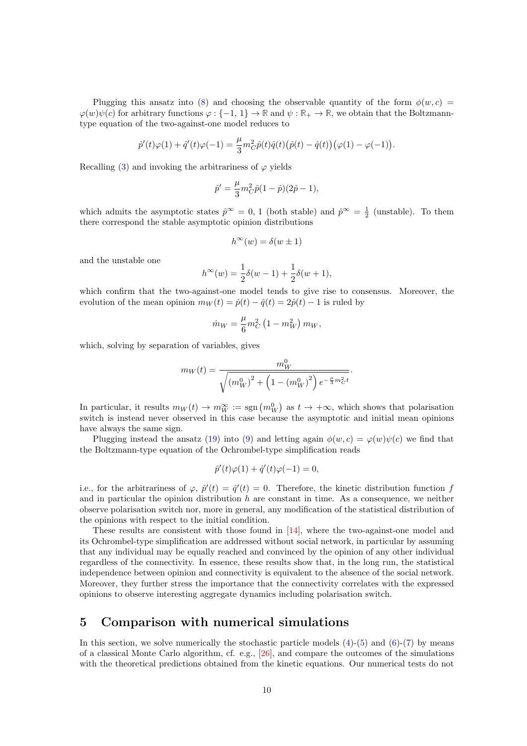Plugging this ansatz into (8) and choosing the observable quantity of the form $\phi(w,c) = \varphi(w)\psi(c)$ for arbitrary functions $\varphi : \{-1, 1\} \to \mathbb{R}$ and $\psi : \mathbb{R}_+ \to \mathbb{R}$, we obtain that the Boltzmann-type equation of the two-against-one model reduces to

$$\hat{p}'(t)\varphi(1) + \hat{q}'(t)\varphi(-1) = \frac{\mu}{3} m_C^2 \hat{p}(t)\hat{q}(t)\big(\hat{p}(t) - \hat{q}(t)\big)\big(\varphi(1) - \varphi(-1)\big).$$

Recalling (3) and invoking the arbitrariness of $\varphi$ yields

$$\hat{p}' = \frac{\mu}{3} m_C^2 \hat{p}(1 - \hat{p})(2\hat{p} - 1),$$

which admits the asymptotic states $\hat{p}^\infty = 0, 1$ (both stable) and $\hat{p}^\infty = \frac{1}{2}$ (unstable). To them there correspond the stable asymptotic opinion distributions

$$h^\infty(w) = \delta(w \pm 1)$$

and the unstable one

$$h^\infty(w) = \frac{1}{2}\delta(w - 1) + \frac{1}{2}\delta(w + 1),$$

which confirm that the two-against-one model tends to give rise to consensus. Moreover, the evolution of the mean opinion $m_W(t) = \hat{p}(t) - \hat{q}(t) = 2\hat{p}(t) - 1$ is ruled by

$$\dot{m}_W = \frac{\mu}{6} m_C^2 \left(1 - m_W^2\right) m_W,$$

which, solving by separation of variables, gives

$$m_W(t) = \frac{m_W^0}{\sqrt{\left(m_W^0\right)^2 + \left(1 - \left(m_W^0\right)^2\right) e^{-\frac{\mu}{3} m_C^2 t}}}.$$

In particular, it results $m_W(t) \to m_W^\infty := \operatorname{sgn}\left(m_W^0\right)$ as $t \to +\infty$, which shows that polarisation switch is instead never observed in this case because the asymptotic and initial mean opinions have always the same sign.

Plugging instead the ansatz (19) into (9) and letting again $\phi(w,c) = \varphi(w)\psi(c)$ we find that the Boltzmann-type equation of the Ochrombel-type simplification reads

$$\hat{p}'(t)\varphi(1) + \hat{q}'(t)\varphi(-1) = 0,$$

i.e., for the arbitrariness of $\varphi$, $\hat{p}'(t) = \hat{q}'(t) = 0$. Therefore, the kinetic distribution function $f$ and in particular the opinion distribution $h$ are constant in time. As a consequence, we neither observe polarisation switch nor, more in general, any modification of the statistical distribution of the opinions with respect to the initial condition.

These results are consistent with those found in [14], where the two-against-one model and its Ochrombel-type simplification are addressed without social network, in particular by assuming that any individual may be equally reached and convinced by the opinion of any other individual regardless of the connectivity. In essence, these results show that, in the long run, the statistical independence between opinion and connectivity is equivalent to the absence of the social network. Moreover, they further stress the importance that the connectivity correlates with the expressed opinions to observe interesting aggregate dynamics including polarisation switch.

## 5 Comparison with numerical simulations

In this section, we solve numerically the stochastic particle models (4)-(5) and (6)-(7) by means of a classical Monte Carlo algorithm, cf. e.g., [26], and compare the outcomes of the simulations with the theoretical predictions obtained from the kinetic equations. Our numerical tests do not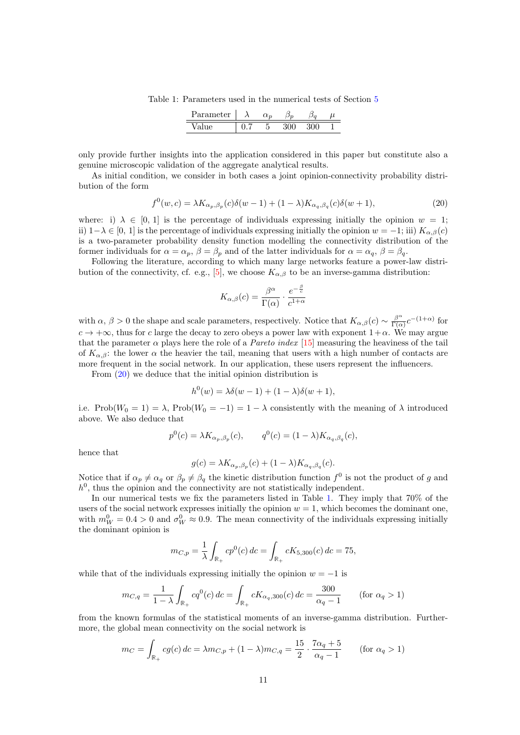Table 1: Parameters used in the numerical tests of Section 5

| Parameter | $\lambda$ | $\alpha_p$ | $\beta_p$ | $\beta_q$ | $\mu$ |
|---|---|---|---|---|---|
| Value | 0.7 | 5 | 300 | 300 | 1 |

only provide further insights into the application considered in this paper but constitute also a genuine microscopic validation of the aggregate analytical results.

As initial condition, we consider in both cases a joint opinion-connectivity probability distribution of the form

$$f^0(w, c) = \lambda K_{\alpha_p,\beta_p}(c)\delta(w-1) + (1-\lambda)K_{\alpha_q,\beta_q}(c)\delta(w+1), \tag{20}$$

where: i) $\lambda \in [0, 1]$ is the percentage of individuals expressing initially the opinion $w = 1$; ii) $1-\lambda \in [0, 1]$ is the percentage of individuals expressing initially the opinion $w = -1$; iii) $K_{\alpha,\beta}(c)$ is a two-parameter probability density function modelling the connectivity distribution of the former individuals for $\alpha = \alpha_p$, $\beta = \beta_p$ and of the latter individuals for $\alpha = \alpha_q$, $\beta = \beta_q$.

Following the literature, according to which many large networks feature a power-law distribution of the connectivity, cf. e.g., [5], we choose $K_{\alpha,\beta}$ to be an inverse-gamma distribution:

$$K_{\alpha,\beta}(c) = \frac{\beta^\alpha}{\Gamma(\alpha)} \cdot \frac{e^{-\frac{\beta}{c}}}{c^{1+\alpha}}$$

with $\alpha$, $\beta > 0$ the shape and scale parameters, respectively. Notice that $K_{\alpha,\beta}(c) \sim \frac{\beta^\alpha}{\Gamma(\alpha)}c^{-(1+\alpha)}$ for $c \to +\infty$, thus for $c$ large the decay to zero obeys a power law with exponent $1+\alpha$. We may argue that the parameter $\alpha$ plays here the role of a *Pareto index* [15] measuring the heaviness of the tail of $K_{\alpha,\beta}$: the lower $\alpha$ the heavier the tail, meaning that users with a high number of contacts are more frequent in the social network. In our application, these users represent the influencers.

From (20) we deduce that the initial opinion distribution is

$$h^0(w) = \lambda\delta(w-1) + (1-\lambda)\delta(w+1),$$

i.e. $\text{Prob}(W_0 = 1) = \lambda$, $\text{Prob}(W_0 = -1) = 1-\lambda$ consistently with the meaning of $\lambda$ introduced above. We also deduce that

$$p^0(c) = \lambda K_{\alpha_p,\beta_p}(c), \qquad q^0(c) = (1-\lambda)K_{\alpha_q,\beta_q}(c),$$

hence that

$$g(c) = \lambda K_{\alpha_p,\beta_p}(c) + (1-\lambda)K_{\alpha_q,\beta_q}(c).$$

Notice that if $\alpha_p \neq \alpha_q$ or $\beta_p \neq \beta_q$ the kinetic distribution function $f^0$ is not the product of $g$ and $h^0$, thus the opinion and the connectivity are not statistically independent.

In our numerical tests we fix the parameters listed in Table 1. They imply that 70% of the users of the social network expresses initially the opinion $w = 1$, which becomes the dominant one, with $m_W^0 = 0.4 > 0$ and $\sigma_W^0 \approx 0.9$. The mean connectivity of the individuals expressing initially the dominant opinion is

$$m_{C,p} = \frac{1}{\lambda}\int_{\mathbb{R}_+} cp^0(c)\,dc = \int_{\mathbb{R}_+} cK_{5,300}(c)\,dc = 75,$$

while that of the individuals expressing initially the opinion $w = -1$ is

$$m_{C,q} = \frac{1}{1-\lambda}\int_{\mathbb{R}_+} cq^0(c)\,dc = \int_{\mathbb{R}_+} cK_{\alpha_q,300}(c)\,dc = \frac{300}{\alpha_q - 1} \qquad (\text{for } \alpha_q > 1)$$

from the known formulas of the statistical moments of an inverse-gamma distribution. Furthermore, the global mean connectivity on the social network is

$$m_C = \int_{\mathbb{R}_+} cg(c)\,dc = \lambda m_{C,p} + (1-\lambda)m_{C,q} = \frac{15}{2} \cdot \frac{7\alpha_q + 5}{\alpha_q - 1} \qquad (\text{for } \alpha_q > 1)$$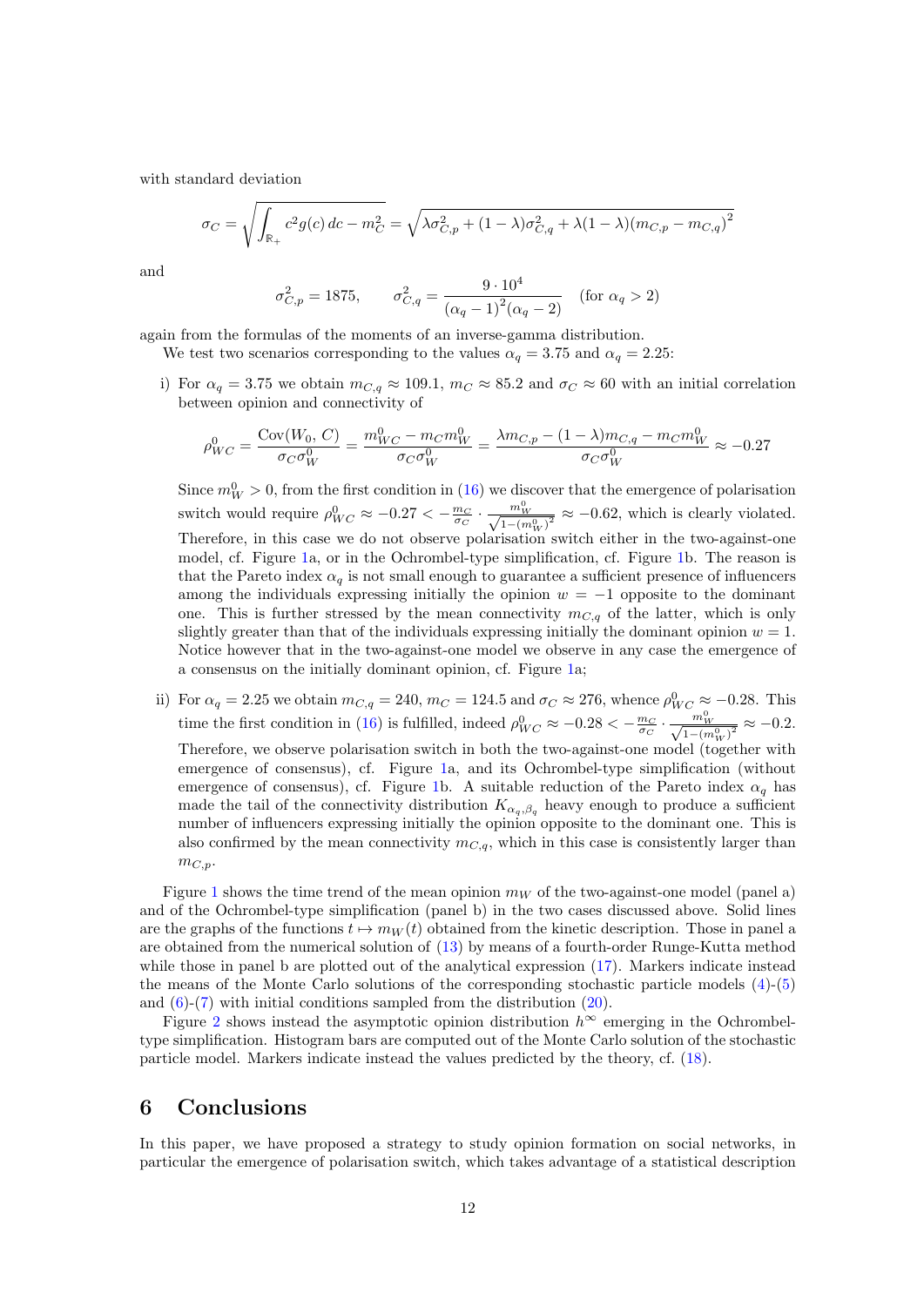with standard deviation

$$
\sigma_C = \sqrt{\int_{\mathbb{R}_+} c^2 g(c)\,dc - m_C^2} = \sqrt{\lambda\sigma_{C,p}^2 + (1-\lambda)\sigma_{C,q}^2 + \lambda(1-\lambda)\left(m_{C,p} - m_{C,q}\right)^2}
$$

and

$$
\sigma_{C,p}^2 = 1875, \qquad \sigma_{C,q}^2 = \frac{9\cdot 10^4}{\left(\alpha_q - 1\right)^2(\alpha_q - 2)} \quad (\text{for } \alpha_q > 2)
$$

again from the formulas of the moments of an inverse-gamma distribution.

We test two scenarios corresponding to the values $\alpha_q = 3.75$ and $\alpha_q = 2.25$:

i) For $\alpha_q = 3.75$ we obtain $m_{C,q} \approx 109.1$, $m_C \approx 85.2$ and $\sigma_C \approx 60$ with an initial correlation between opinion and connectivity of

$$
\rho_{WC}^0 = \frac{\mathrm{Cov}(W_0,\,C)}{\sigma_C\sigma_W^0} = \frac{m_{WC}^0 - m_C m_W^0}{\sigma_C\sigma_W^0} = \frac{\lambda m_{C,p} - (1-\lambda)m_{C,q} - m_C m_W^0}{\sigma_C\sigma_W^0} \approx -0.27
$$

Since $m_W^0 > 0$, from the first condition in (16) we discover that the emergence of polarisation switch would require $\rho_{WC}^0 \approx -0.27 < -\frac{m_C}{\sigma_C}\cdot\frac{m_W^0}{\sqrt{1-(m_W^0)^2}} \approx -0.62$, which is clearly violated. Therefore, in this case we do not observe polarisation switch either in the two-against-one model, cf. Figure 1a, or in the Ochrombel-type simplification, cf. Figure 1b. The reason is that the Pareto index $\alpha_q$ is not small enough to guarantee a sufficient presence of influencers among the individuals expressing initially the opinion $w = -1$ opposite to the dominant one. This is further stressed by the mean connectivity $m_{C,q}$ of the latter, which is only slightly greater than that of the individuals expressing initially the dominant opinion $w = 1$. Notice however that in the two-against-one model we observe in any case the emergence of a consensus on the initially dominant opinion, cf. Figure 1a;

ii) For $\alpha_q = 2.25$ we obtain $m_{C,q} = 240$, $m_C = 124.5$ and $\sigma_C \approx 276$, whence $\rho_{WC}^0 \approx -0.28$. This time the first condition in (16) is fulfilled, indeed $\rho_{WC}^0 \approx -0.28 < -\frac{m_C}{\sigma_C}\cdot\frac{m_W^0}{\sqrt{1-(m_W^0)^2}} \approx -0.2$. Therefore, we observe polarisation switch in both the two-against-one model (together with emergence of consensus), cf. Figure 1a, and its Ochrombel-type simplification (without emergence of consensus), cf. Figure 1b. A suitable reduction of the Pareto index $\alpha_q$ has made the tail of the connectivity distribution $K_{\alpha_q,\beta_q}$ heavy enough to produce a sufficient number of influencers expressing initially the opinion opposite to the dominant one. This is also confirmed by the mean connectivity $m_{C,q}$, which in this case is consistently larger than $m_{C,p}$.

Figure 1 shows the time trend of the mean opinion $m_W$ of the two-against-one model (panel a) and of the Ochrombel-type simplification (panel b) in the two cases discussed above. Solid lines are the graphs of the functions $t \mapsto m_W(t)$ obtained from the kinetic description. Those in panel a are obtained from the numerical solution of (13) by means of a fourth-order Runge-Kutta method while those in panel b are plotted out of the analytical expression (17). Markers indicate instead the means of the Monte Carlo solutions of the corresponding stochastic particle models (4)-(5) and (6)-(7) with initial conditions sampled from the distribution (20).

Figure 2 shows instead the asymptotic opinion distribution $h^\infty$ emerging in the Ochrombel-type simplification. Histogram bars are computed out of the Monte Carlo solution of the stochastic particle model. Markers indicate instead the values predicted by the theory, cf. (18).

## 6 Conclusions

In this paper, we have proposed a strategy to study opinion formation on social networks, in particular the emergence of polarisation switch, which takes advantage of a statistical description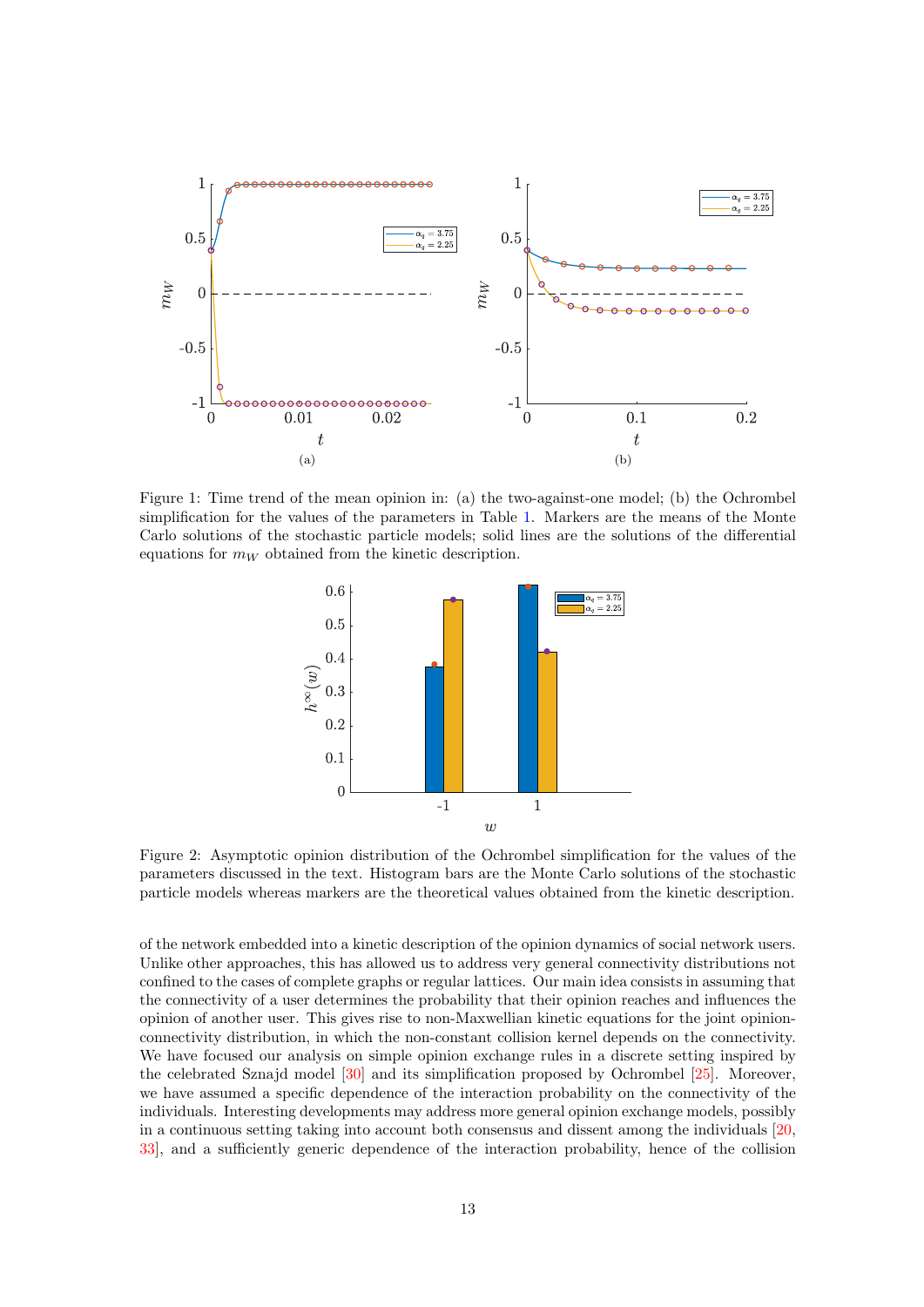Figure 1: Time trend of the mean opinion in: (a) the two-against-one model; (b) the Ochrombel simplification for the values of the parameters in Table 1. Markers are the means of the Monte Carlo solutions of the stochastic particle models; solid lines are the solutions of the differential equations for $m_W$ obtained from the kinetic description.

Figure 2: Asymptotic opinion distribution of the Ochrombel simplification for the values of the parameters discussed in the text. Histogram bars are the Monte Carlo solutions of the stochastic particle models whereas markers are the theoretical values obtained from the kinetic description.

of the network embedded into a kinetic description of the opinion dynamics of social network users. Unlike other approaches, this has allowed us to address very general connectivity distributions not confined to the cases of complete graphs or regular lattices. Our main idea consists in assuming that the connectivity of a user determines the probability that their opinion reaches and influences the opinion of another user. This gives rise to non-Maxwellian kinetic equations for the joint opinion-connectivity distribution, in which the non-constant collision kernel depends on the connectivity. We have focused our analysis on simple opinion exchange rules in a discrete setting inspired by the celebrated Sznajd model [30] and its simplification proposed by Ochrombel [25]. Moreover, we have assumed a specific dependence of the interaction probability on the connectivity of the individuals. Interesting developments may address more general opinion exchange models, possibly in a continuous setting taking into account both consensus and dissent among the individuals [20, 33], and a sufficiently generic dependence of the interaction probability, hence of the collision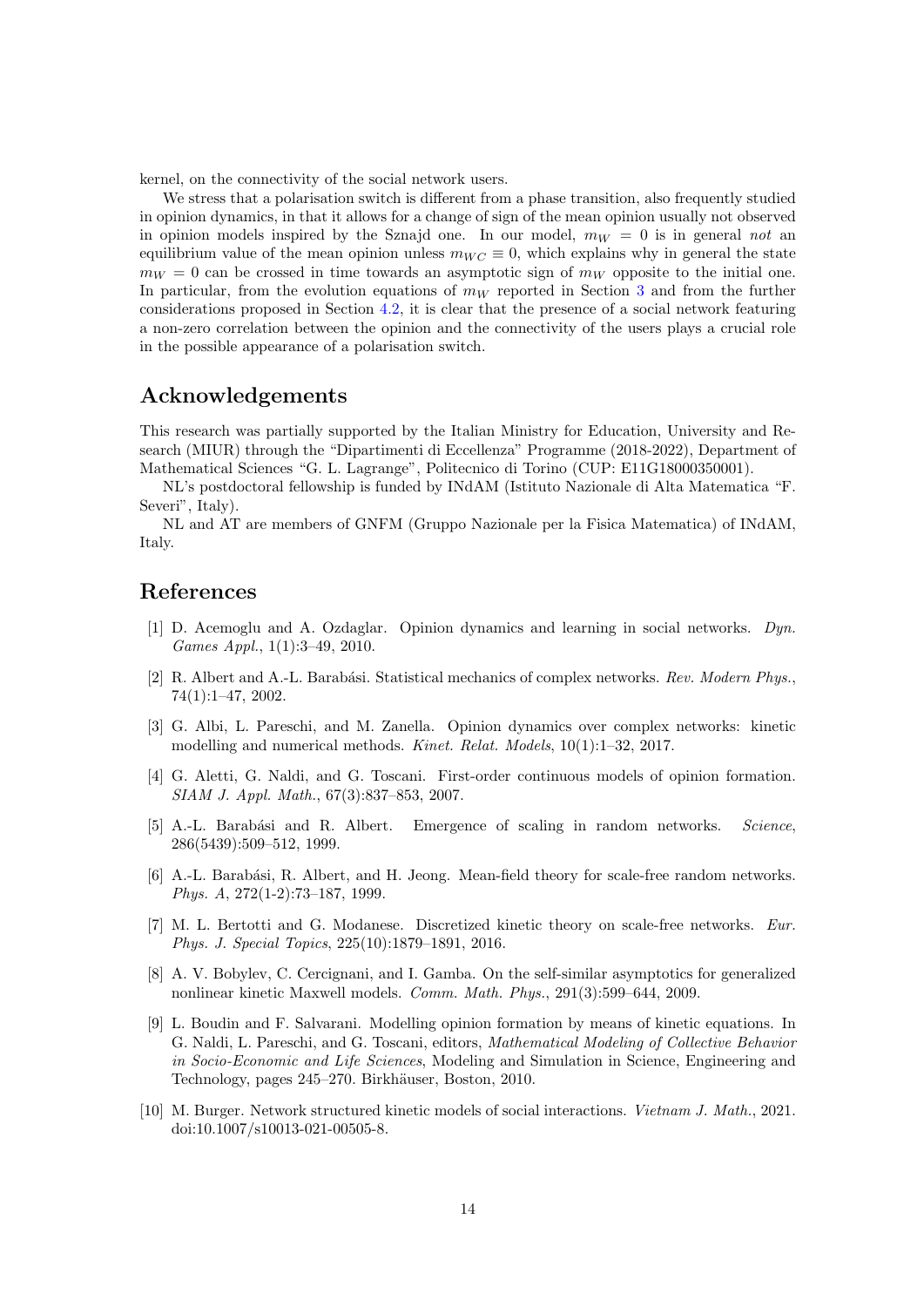kernel, on the connectivity of the social network users.

We stress that a polarisation switch is different from a phase transition, also frequently studied in opinion dynamics, in that it allows for a change of sign of the mean opinion usually not observed in opinion models inspired by the Sznajd one. In our model, $m_W = 0$ is in general *not* an equilibrium value of the mean opinion unless $m_{WC} \equiv 0$, which explains why in general the state $m_W = 0$ can be crossed in time towards an asymptotic sign of $m_W$ opposite to the initial one. In particular, from the evolution equations of $m_W$ reported in Section 3 and from the further considerations proposed in Section 4.2, it is clear that the presence of a social network featuring a non-zero correlation between the opinion and the connectivity of the users plays a crucial role in the possible appearance of a polarisation switch.

## Acknowledgements

This research was partially supported by the Italian Ministry for Education, University and Research (MIUR) through the "Dipartimenti di Eccellenza" Programme (2018-2022), Department of Mathematical Sciences "G. L. Lagrange", Politecnico di Torino (CUP: E11G18000350001).

NL's postdoctoral fellowship is funded by INdAM (Istituto Nazionale di Alta Matematica "F. Severi", Italy).

NL and AT are members of GNFM (Gruppo Nazionale per la Fisica Matematica) of INdAM, Italy.

## References

[1] D. Acemoglu and A. Ozdaglar. Opinion dynamics and learning in social networks. *Dyn. Games Appl.*, 1(1):3–49, 2010.

[2] R. Albert and A.-L. Barabási. Statistical mechanics of complex networks. *Rev. Modern Phys.*, 74(1):1–47, 2002.

[3] G. Albi, L. Pareschi, and M. Zanella. Opinion dynamics over complex networks: kinetic modelling and numerical methods. *Kinet. Relat. Models*, 10(1):1–32, 2017.

[4] G. Aletti, G. Naldi, and G. Toscani. First-order continuous models of opinion formation. *SIAM J. Appl. Math.*, 67(3):837–853, 2007.

[5] A.-L. Barabási and R. Albert. Emergence of scaling in random networks. *Science*, 286(5439):509–512, 1999.

[6] A.-L. Barabási, R. Albert, and H. Jeong. Mean-field theory for scale-free random networks. *Phys. A*, 272(1-2):73–187, 1999.

[7] M. L. Bertotti and G. Modanese. Discretized kinetic theory on scale-free networks. *Eur. Phys. J. Special Topics*, 225(10):1879–1891, 2016.

[8] A. V. Bobylev, C. Cercignani, and I. Gamba. On the self-similar asymptotics for generalized nonlinear kinetic Maxwell models. *Comm. Math. Phys.*, 291(3):599–644, 2009.

[9] L. Boudin and F. Salvarani. Modelling opinion formation by means of kinetic equations. In G. Naldi, L. Pareschi, and G. Toscani, editors, *Mathematical Modeling of Collective Behavior in Socio-Economic and Life Sciences*, Modeling and Simulation in Science, Engineering and Technology, pages 245–270. Birkhäuser, Boston, 2010.

[10] M. Burger. Network structured kinetic models of social interactions. *Vietnam J. Math.*, 2021. doi:10.1007/s10013-021-00505-8.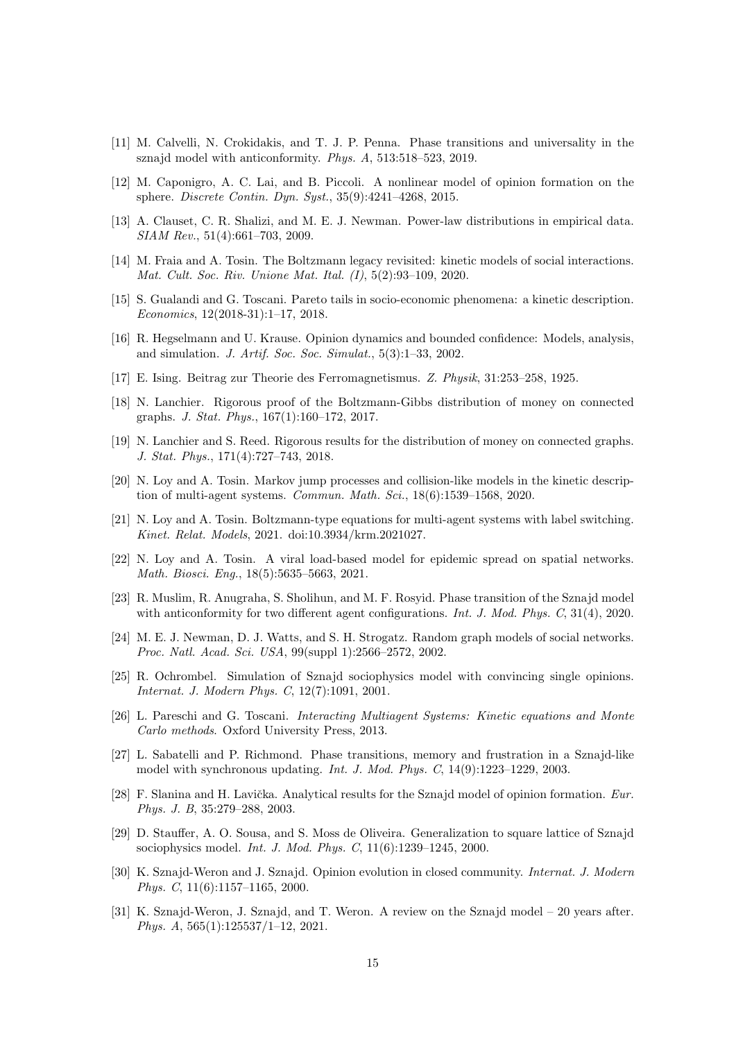[11] M. Calvelli, N. Crokidakis, and T. J. P. Penna. Phase transitions and universality in the sznajd model with anticonformity. *Phys. A*, 513:518–523, 2019.

[12] M. Caponigro, A. C. Lai, and B. Piccoli. A nonlinear model of opinion formation on the sphere. *Discrete Contin. Dyn. Syst.*, 35(9):4241–4268, 2015.

[13] A. Clauset, C. R. Shalizi, and M. E. J. Newman. Power-law distributions in empirical data. *SIAM Rev.*, 51(4):661–703, 2009.

[14] M. Fraia and A. Tosin. The Boltzmann legacy revisited: kinetic models of social interactions. *Mat. Cult. Soc. Riv. Unione Mat. Ital. (I)*, 5(2):93–109, 2020.

[15] S. Gualandi and G. Toscani. Pareto tails in socio-economic phenomena: a kinetic description. *Economics*, 12(2018-31):1–17, 2018.

[16] R. Hegselmann and U. Krause. Opinion dynamics and bounded confidence: Models, analysis, and simulation. *J. Artif. Soc. Soc. Simulat.*, 5(3):1–33, 2002.

[17] E. Ising. Beitrag zur Theorie des Ferromagnetismus. *Z. Physik*, 31:253–258, 1925.

[18] N. Lanchier. Rigorous proof of the Boltzmann-Gibbs distribution of money on connected graphs. *J. Stat. Phys.*, 167(1):160–172, 2017.

[19] N. Lanchier and S. Reed. Rigorous results for the distribution of money on connected graphs. *J. Stat. Phys.*, 171(4):727–743, 2018.

[20] N. Loy and A. Tosin. Markov jump processes and collision-like models in the kinetic description of multi-agent systems. *Commun. Math. Sci.*, 18(6):1539–1568, 2020.

[21] N. Loy and A. Tosin. Boltzmann-type equations for multi-agent systems with label switching. *Kinet. Relat. Models*, 2021. doi:10.3934/krm.2021027.

[22] N. Loy and A. Tosin. A viral load-based model for epidemic spread on spatial networks. *Math. Biosci. Eng.*, 18(5):5635–5663, 2021.

[23] R. Muslim, R. Anugraha, S. Sholihun, and M. F. Rosyid. Phase transition of the Sznajd model with anticonformity for two different agent configurations. *Int. J. Mod. Phys. C*, 31(4), 2020.

[24] M. E. J. Newman, D. J. Watts, and S. H. Strogatz. Random graph models of social networks. *Proc. Natl. Acad. Sci. USA*, 99(suppl 1):2566–2572, 2002.

[25] R. Ochrombel. Simulation of Sznajd sociophysics model with convincing single opinions. *Internat. J. Modern Phys. C*, 12(7):1091, 2001.

[26] L. Pareschi and G. Toscani. *Interacting Multiagent Systems: Kinetic equations and Monte Carlo methods*. Oxford University Press, 2013.

[27] L. Sabatelli and P. Richmond. Phase transitions, memory and frustration in a Sznajd-like model with synchronous updating. *Int. J. Mod. Phys. C*, 14(9):1223–1229, 2003.

[28] F. Slanina and H. Lavička. Analytical results for the Sznajd model of opinion formation. *Eur. Phys. J. B*, 35:279–288, 2003.

[29] D. Stauffer, A. O. Sousa, and S. Moss de Oliveira. Generalization to square lattice of Sznajd sociophysics model. *Int. J. Mod. Phys. C*, 11(6):1239–1245, 2000.

[30] K. Sznajd-Weron and J. Sznajd. Opinion evolution in closed community. *Internat. J. Modern Phys. C*, 11(6):1157–1165, 2000.

[31] K. Sznajd-Weron, J. Sznajd, and T. Weron. A review on the Sznajd model – 20 years after. *Phys. A*, 565(1):125537/1–12, 2021.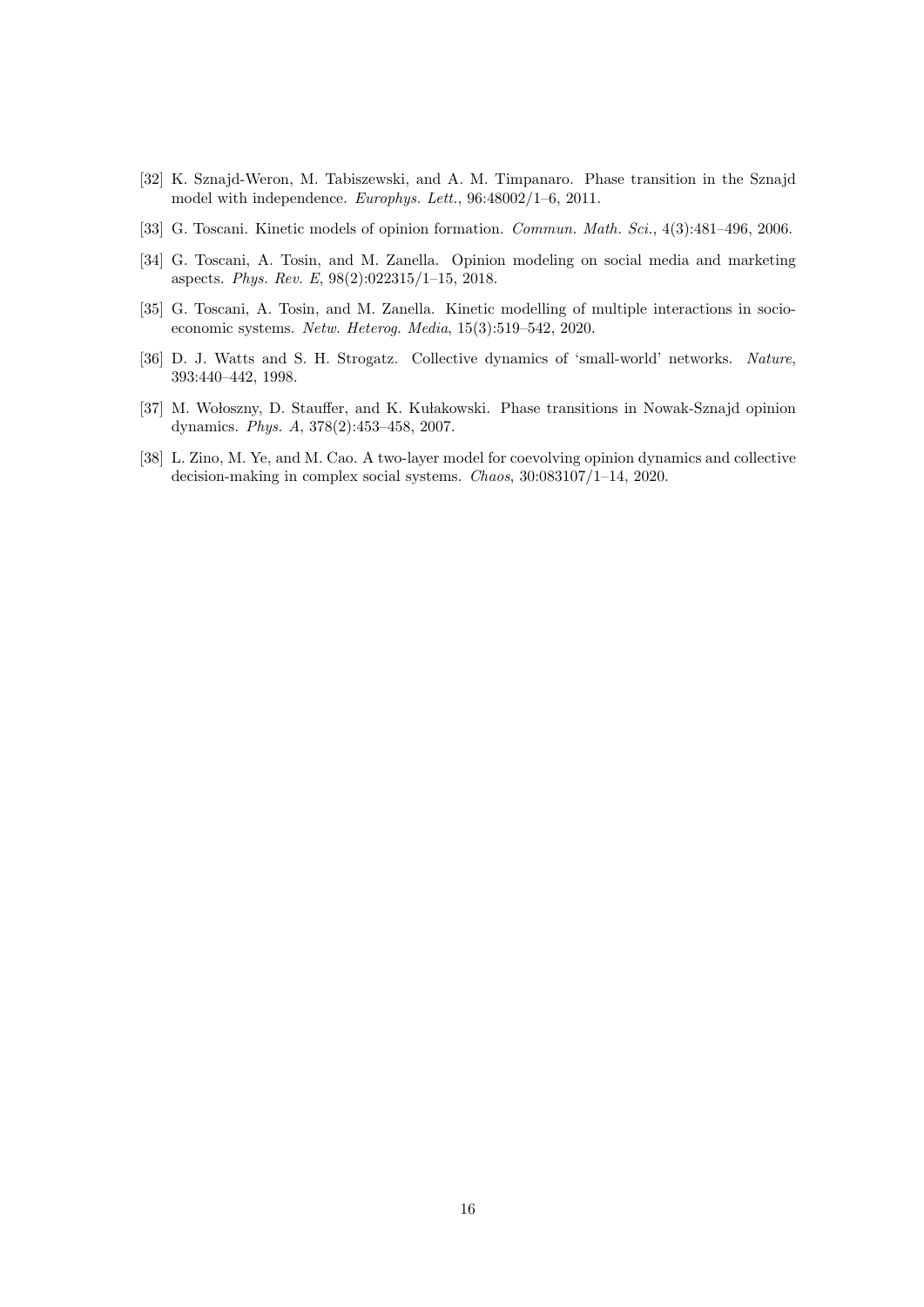- [32] K. Sznajd-Weron, M. Tabiszewski, and A. M. Timpanaro. Phase transition in the Sznajd model with independence. *Europhys. Lett.*, 96:48002/1–6, 2011.
- [33] G. Toscani. Kinetic models of opinion formation. *Commun. Math. Sci.*, 4(3):481–496, 2006.
- [34] G. Toscani, A. Tosin, and M. Zanella. Opinion modeling on social media and marketing aspects. *Phys. Rev. E*, 98(2):022315/1–15, 2018.
- [35] G. Toscani, A. Tosin, and M. Zanella. Kinetic modelling of multiple interactions in socio-economic systems. *Netw. Heterog. Media*, 15(3):519–542, 2020.
- [36] D. J. Watts and S. H. Strogatz. Collective dynamics of 'small-world' networks. *Nature*, 393:440–442, 1998.
- [37] M. Wołoszny, D. Stauffer, and K. Kułakowski. Phase transitions in Nowak-Sznajd opinion dynamics. *Phys. A*, 378(2):453–458, 2007.
- [38] L. Zino, M. Ye, and M. Cao. A two-layer model for coevolving opinion dynamics and collective decision-making in complex social systems. *Chaos*, 30:083107/1–14, 2020.